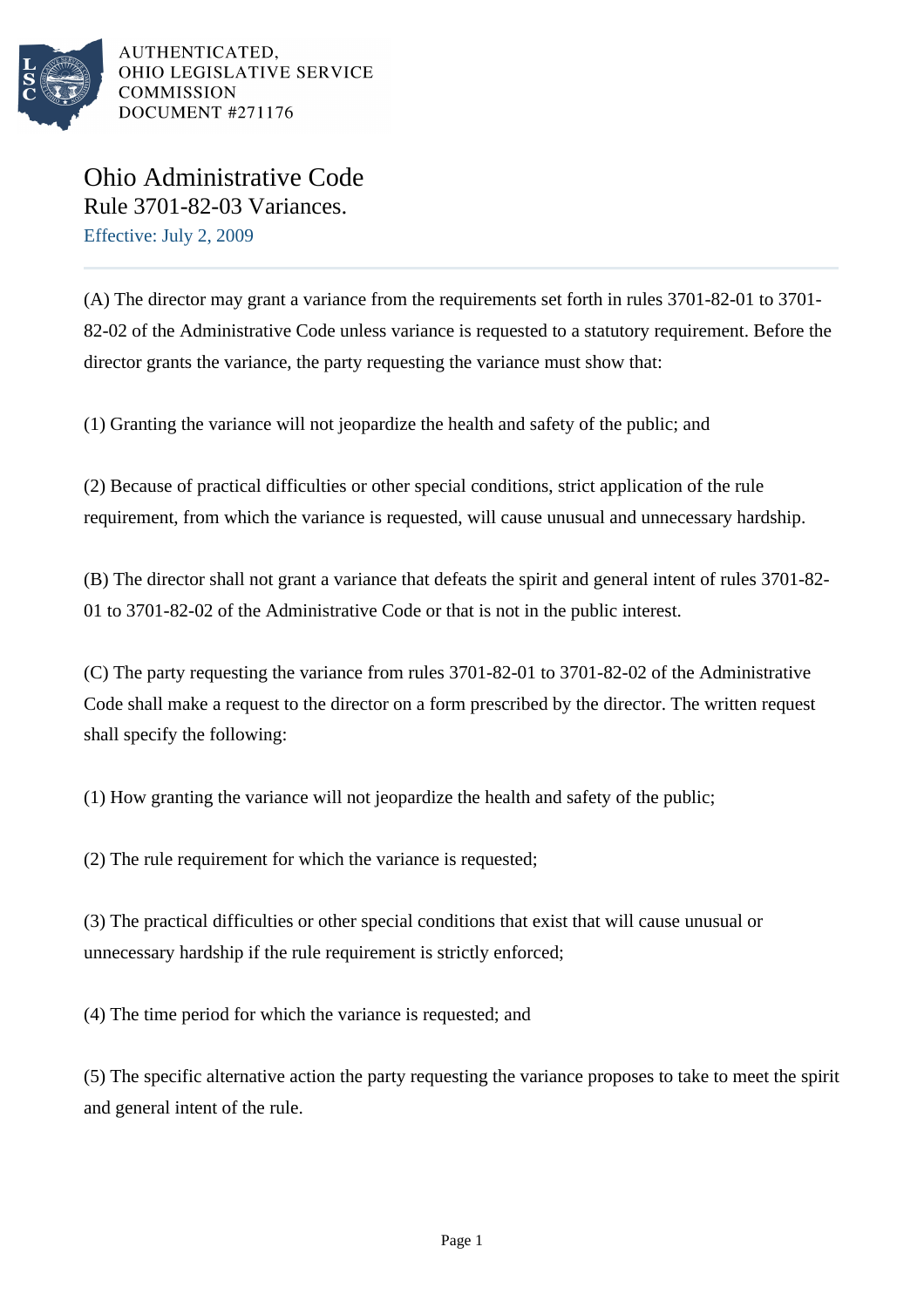AUTHENTICATED,
OHIO LEGISLATIVE SERVICE
COMMISSION
DOCUMENT #271176

# Ohio Administrative Code

## Rule 3701-82-03 Variances.

Effective: July 2, 2009

(A) The director may grant a variance from the requirements set forth in rules 3701-82-01 to 3701-82-02 of the Administrative Code unless variance is requested to a statutory requirement. Before the director grants the variance, the party requesting the variance must show that:

(1) Granting the variance will not jeopardize the health and safety of the public; and

(2) Because of practical difficulties or other special conditions, strict application of the rule requirement, from which the variance is requested, will cause unusual and unnecessary hardship.

(B) The director shall not grant a variance that defeats the spirit and general intent of rules 3701-82-01 to 3701-82-02 of the Administrative Code or that is not in the public interest.

(C) The party requesting the variance from rules 3701-82-01 to 3701-82-02 of the Administrative Code shall make a request to the director on a form prescribed by the director. The written request shall specify the following:

(1) How granting the variance will not jeopardize the health and safety of the public;

(2) The rule requirement for which the variance is requested;

(3) The practical difficulties or other special conditions that exist that will cause unusual or unnecessary hardship if the rule requirement is strictly enforced;

(4) The time period for which the variance is requested; and

(5) The specific alternative action the party requesting the variance proposes to take to meet the spirit and general intent of the rule.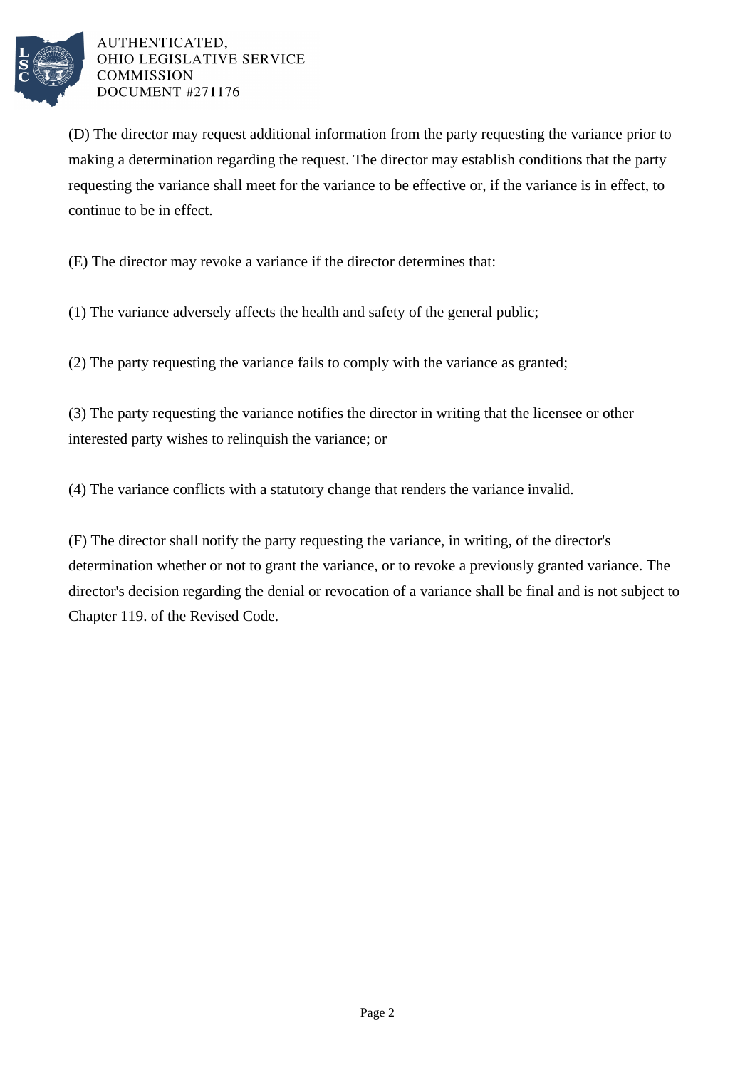(D) The director may request additional information from the party requesting the variance prior to making a determination regarding the request. The director may establish conditions that the party requesting the variance shall meet for the variance to be effective or, if the variance is in effect, to continue to be in effect.

(E) The director may revoke a variance if the director determines that:

(1) The variance adversely affects the health and safety of the general public;

(2) The party requesting the variance fails to comply with the variance as granted;

(3) The party requesting the variance notifies the director in writing that the licensee or other interested party wishes to relinquish the variance; or

(4) The variance conflicts with a statutory change that renders the variance invalid.

(F) The director shall notify the party requesting the variance, in writing, of the director's determination whether or not to grant the variance, or to revoke a previously granted variance. The director's decision regarding the denial or revocation of a variance shall be final and is not subject to Chapter 119. of the Revised Code.